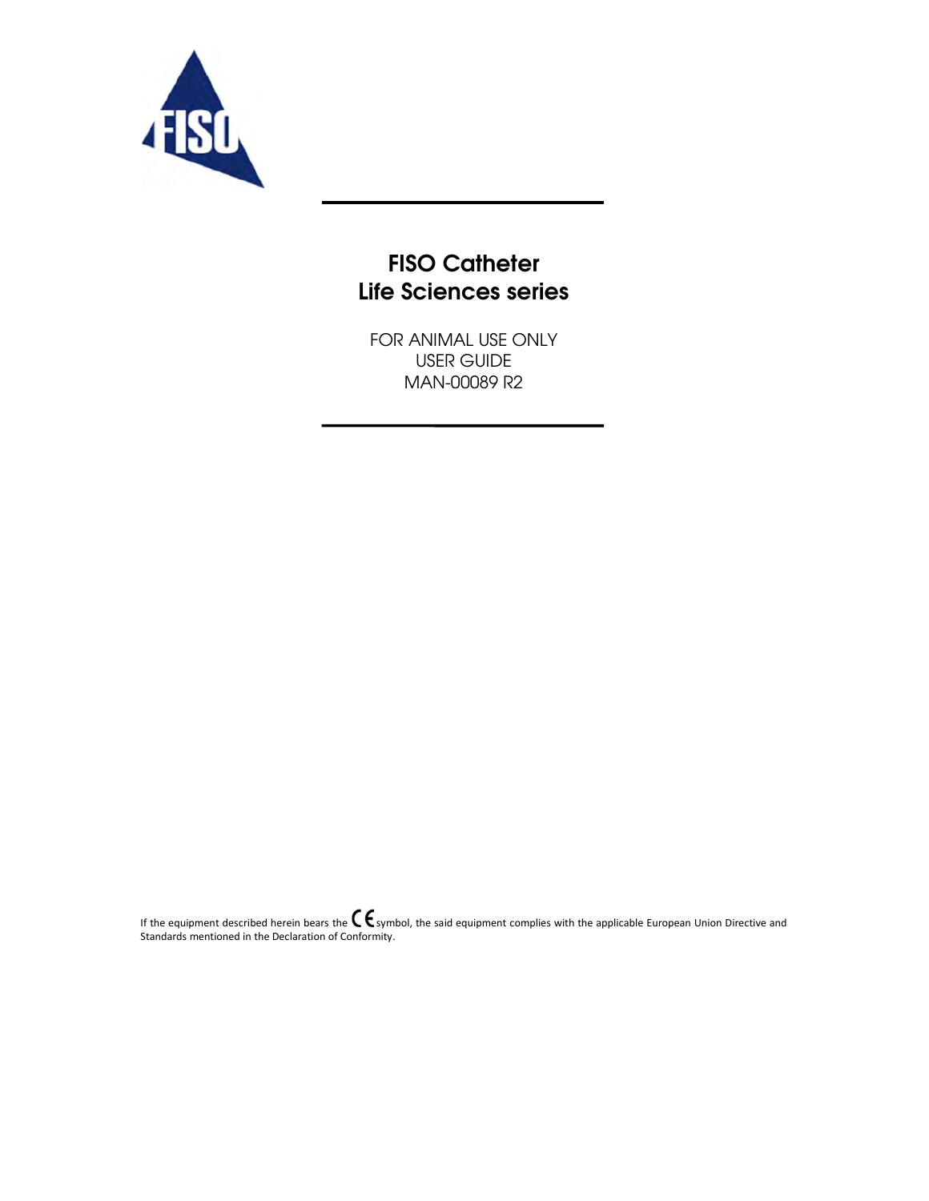# FISO Catheter
# Life Sciences series

FOR ANIMAL USE ONLY

USER GUIDE

MAN-00089 R2

If the equipment described herein bears the CE symbol, the said equipment complies with the applicable European Union Directive and Standards mentioned in the Declaration of Conformity.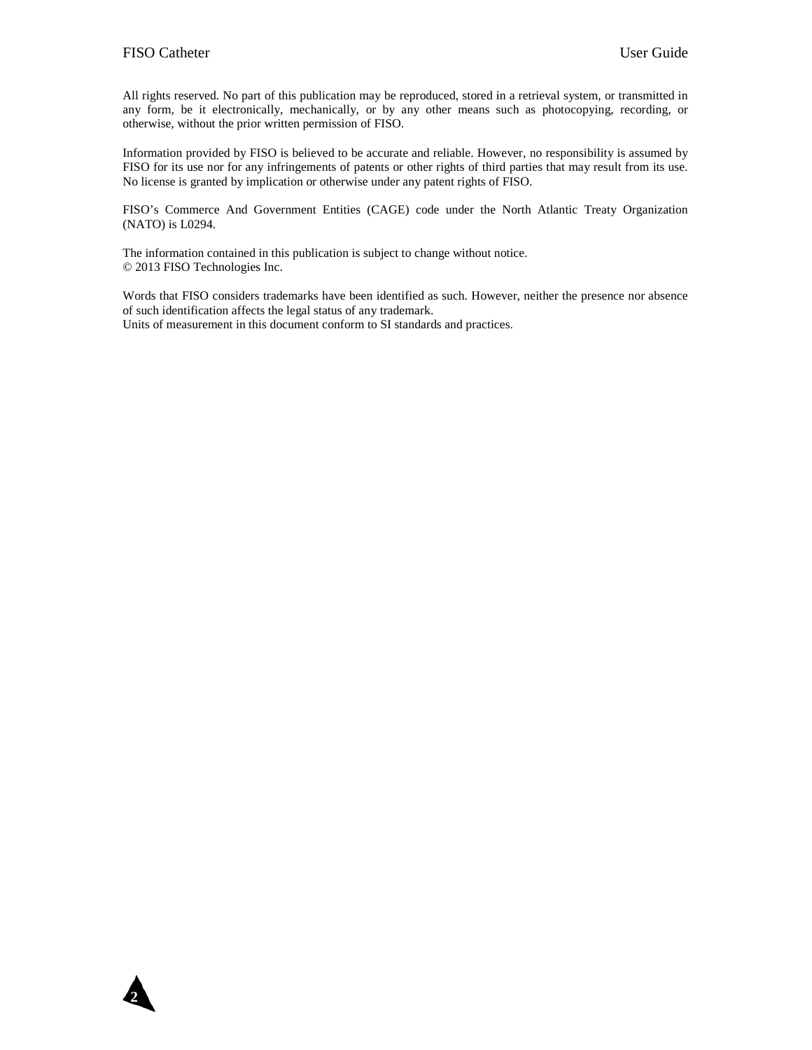All rights reserved. No part of this publication may be reproduced, stored in a retrieval system, or transmitted in any form, be it electronically, mechanically, or by any other means such as photocopying, recording, or otherwise, without the prior written permission of FISO.

Information provided by FISO is believed to be accurate and reliable. However, no responsibility is assumed by FISO for its use nor for any infringements of patents or other rights of third parties that may result from its use. No license is granted by implication or otherwise under any patent rights of FISO.

FISO’s Commerce And Government Entities (CAGE) code under the North Atlantic Treaty Organization (NATO) is L0294.

The information contained in this publication is subject to change without notice.
© 2013 FISO Technologies Inc.

Words that FISO considers trademarks have been identified as such. However, neither the presence nor absence of such identification affects the legal status of any trademark.
Units of measurement in this document conform to SI standards and practices.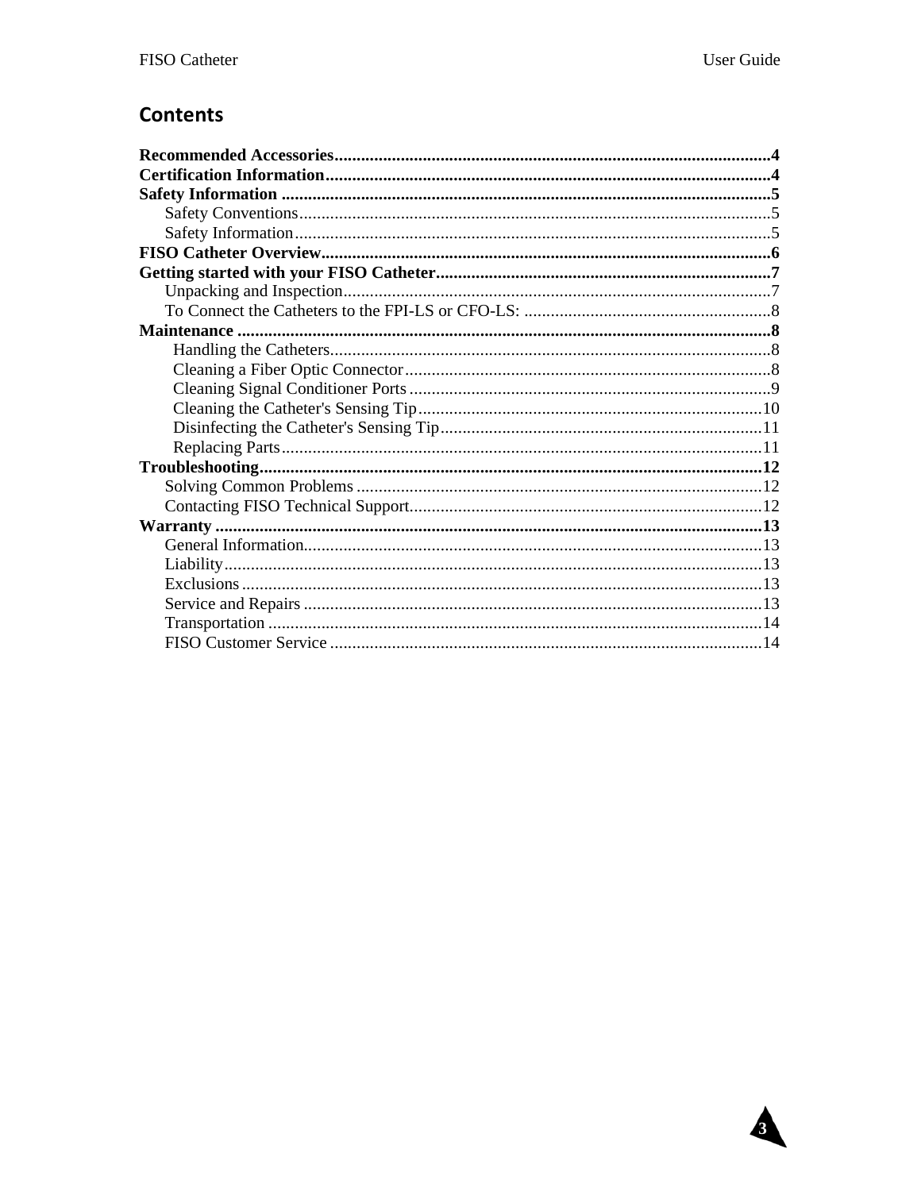# Contents

**Recommended Accessories** .................................................................................................... **4**
**Certification Information** .................................................................................................... **4**
**Safety Information** .............................................................................................................. **5**
- Safety Conventions .......................................................................................................... 5
- Safety Information ........................................................................................................... 5

**FISO Catheter Overview** ..................................................................................................... **6**
**Getting started with your FISO Catheter** ........................................................................... **7**
- Unpacking and Inspection ................................................................................................ 7
- To Connect the Catheters to the FPI-LS or CFO-LS: ......................................................... 8

**Maintenance** ........................................................................................................................ **8**
- Handling the Catheters ................................................................................................... 8
- Cleaning a Fiber Optic Connector .................................................................................... 8
- Cleaning Signal Conditioner Ports ................................................................................... 9
- Cleaning the Catheter's Sensing Tip .............................................................................. 10
- Disinfecting the Catheter's Sensing Tip .......................................................................... 11
- Replacing Parts .............................................................................................................. 11

**Troubleshooting** ................................................................................................................. **12**
- Solving Common Problems ............................................................................................ 12
- Contacting FISO Technical Support ................................................................................ 12

**Warranty** ............................................................................................................................ **13**
- General Information ........................................................................................................ 13
- Liability .......................................................................................................................... 13
- Exclusions ...................................................................................................................... 13
- Service and Repairs ........................................................................................................ 13
- Transportation ................................................................................................................ 14
- FISO Customer Service .................................................................................................. 14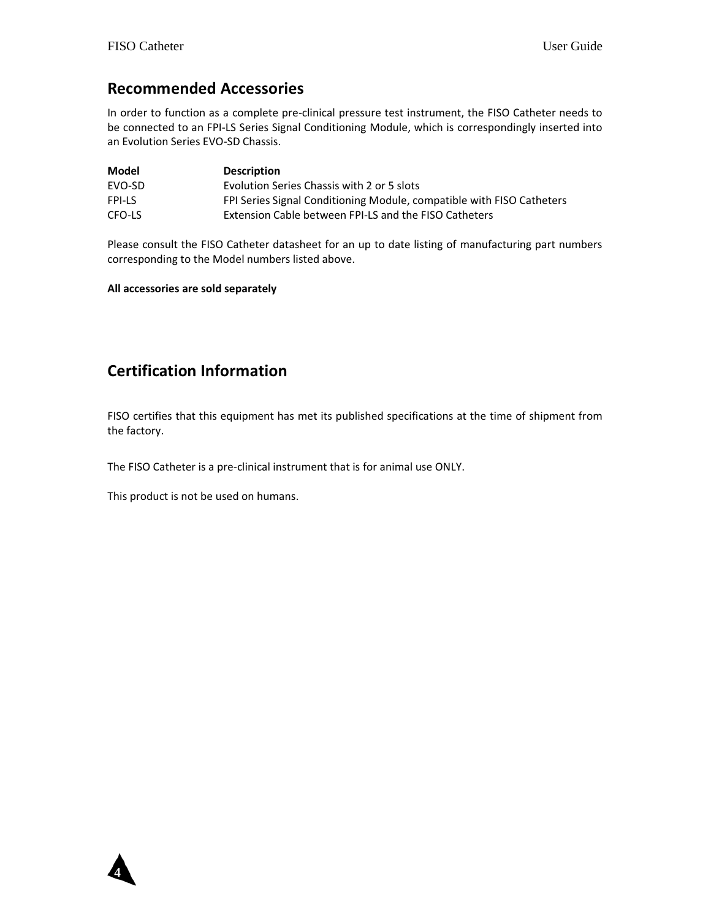## Recommended Accessories

In order to function as a complete pre-clinical pressure test instrument, the FISO Catheter needs to be connected to an FPI-LS Series Signal Conditioning Module, which is correspondingly inserted into an Evolution Series EVO-SD Chassis.

| Model | Description |
|---|---|
| EVO-SD | Evolution Series Chassis with 2 or 5 slots |
| FPI-LS | FPI Series Signal Conditioning Module, compatible with FISO Catheters |
| CFO-LS | Extension Cable between FPI-LS and the FISO Catheters |

Please consult the FISO Catheter datasheet for an up to date listing of manufacturing part numbers corresponding to the Model numbers listed above.

**All accessories are sold separately**

## Certification Information

FISO certifies that this equipment has met its published specifications at the time of shipment from the factory.

The FISO Catheter is a pre-clinical instrument that is for animal use ONLY.

This product is not be used on humans.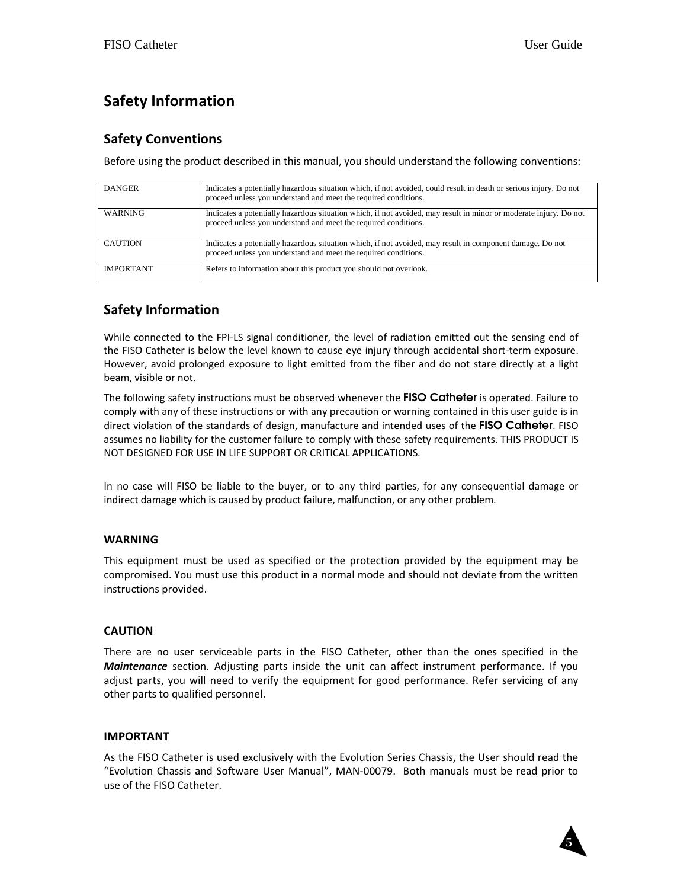## Safety Information

### Safety Conventions

Before using the product described in this manual, you should understand the following conventions:

| | |
|---|---|
| DANGER | Indicates a potentially hazardous situation which, if not avoided, could result in death or serious injury. Do not proceed unless you understand and meet the required conditions. |
| WARNING | Indicates a potentially hazardous situation which, if not avoided, may result in minor or moderate injury. Do not proceed unless you understand and meet the required conditions. |
| CAUTION | Indicates a potentially hazardous situation which, if not avoided, may result in component damage. Do not proceed unless you understand and meet the required conditions. |
| IMPORTANT | Refers to information about this product you should not overlook. |

### Safety Information

While connected to the FPI-LS signal conditioner, the level of radiation emitted out the sensing end of the FISO Catheter is below the level known to cause eye injury through accidental short-term exposure. However, avoid prolonged exposure to light emitted from the fiber and do not stare directly at a light beam, visible or not.

The following safety instructions must be observed whenever the **FISO Catheter** is operated. Failure to comply with any of these instructions or with any precaution or warning contained in this user guide is in direct violation of the standards of design, manufacture and intended uses of the **FISO Catheter**. FISO assumes no liability for the customer failure to comply with these safety requirements. THIS PRODUCT IS NOT DESIGNED FOR USE IN LIFE SUPPORT OR CRITICAL APPLICATIONS.

In no case will FISO be liable to the buyer, or to any third parties, for any consequential damage or indirect damage which is caused by product failure, malfunction, or any other problem.

#### WARNING

This equipment must be used as specified or the protection provided by the equipment may be compromised. You must use this product in a normal mode and should not deviate from the written instructions provided.

#### CAUTION

There are no user serviceable parts in the FISO Catheter, other than the ones specified in the ***Maintenance*** section. Adjusting parts inside the unit can affect instrument performance. If you adjust parts, you will need to verify the equipment for good performance. Refer servicing of any other parts to qualified personnel.

#### IMPORTANT

As the FISO Catheter is used exclusively with the Evolution Series Chassis, the User should read the “Evolution Chassis and Software User Manual”, MAN-00079. Both manuals must be read prior to use of the FISO Catheter.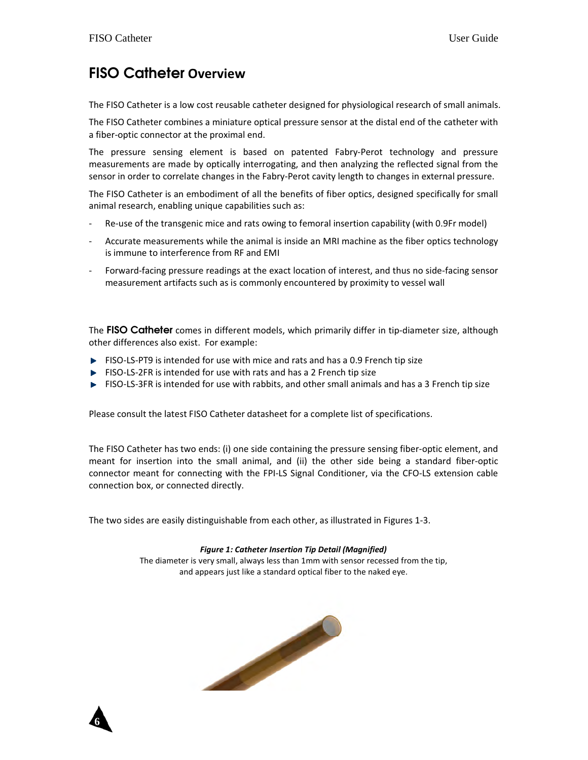# FISO Catheter Overview

The FISO Catheter is a low cost reusable catheter designed for physiological research of small animals.

The FISO Catheter combines a miniature optical pressure sensor at the distal end of the catheter with a fiber-optic connector at the proximal end.

The pressure sensing element is based on patented Fabry-Perot technology and pressure measurements are made by optically interrogating, and then analyzing the reflected signal from the sensor in order to correlate changes in the Fabry-Perot cavity length to changes in external pressure.

The FISO Catheter is an embodiment of all the benefits of fiber optics, designed specifically for small animal research, enabling unique capabilities such as:

- Re-use of the transgenic mice and rats owing to femoral insertion capability (with 0.9Fr model)
- Accurate measurements while the animal is inside an MRI machine as the fiber optics technology is immune to interference from RF and EMI
- Forward-facing pressure readings at the exact location of interest, and thus no side-facing sensor measurement artifacts such as is commonly encountered by proximity to vessel wall

The **FISO Catheter** comes in different models, which primarily differ in tip-diameter size, although other differences also exist. For example:

- FISO-LS-PT9 is intended for use with mice and rats and has a 0.9 French tip size
- FISO-LS-2FR is intended for use with rats and has a 2 French tip size
- FISO-LS-3FR is intended for use with rabbits, and other small animals and has a 3 French tip size

Please consult the latest FISO Catheter datasheet for a complete list of specifications.

The FISO Catheter has two ends: (i) one side containing the pressure sensing fiber-optic element, and meant for insertion into the small animal, and (ii) the other side being a standard fiber-optic connector meant for connecting with the FPI-LS Signal Conditioner, via the CFO-LS extension cable connection box, or connected directly.

The two sides are easily distinguishable from each other, as illustrated in Figures 1-3.

***Figure 1: Catheter Insertion Tip Detail (Magnified)***

The diameter is very small, always less than 1mm with sensor recessed from the tip, and appears just like a standard optical fiber to the naked eye.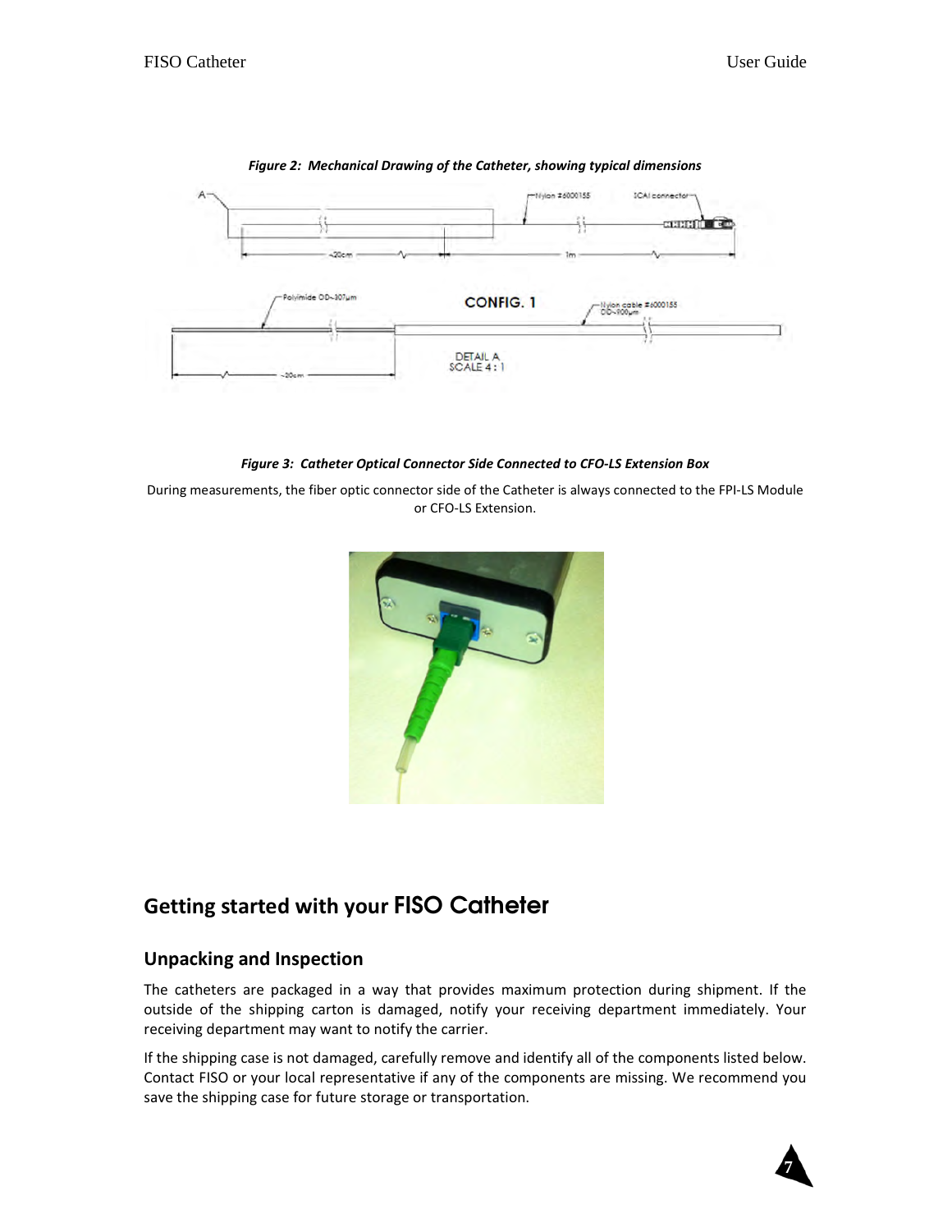*Figure 2: Mechanical Drawing of the Catheter, showing typical dimensions*

*Figure 3: Catheter Optical Connector Side Connected to CFO-LS Extension Box*

During measurements, the fiber optic connector side of the Catheter is always connected to the FPI-LS Module or CFO-LS Extension.

# Getting started with your FISO Catheter

## Unpacking and Inspection

The catheters are packaged in a way that provides maximum protection during shipment. If the outside of the shipping carton is damaged, notify your receiving department immediately. Your receiving department may want to notify the carrier.

If the shipping case is not damaged, carefully remove and identify all of the components listed below. Contact FISO or your local representative if any of the components are missing. We recommend you save the shipping case for future storage or transportation.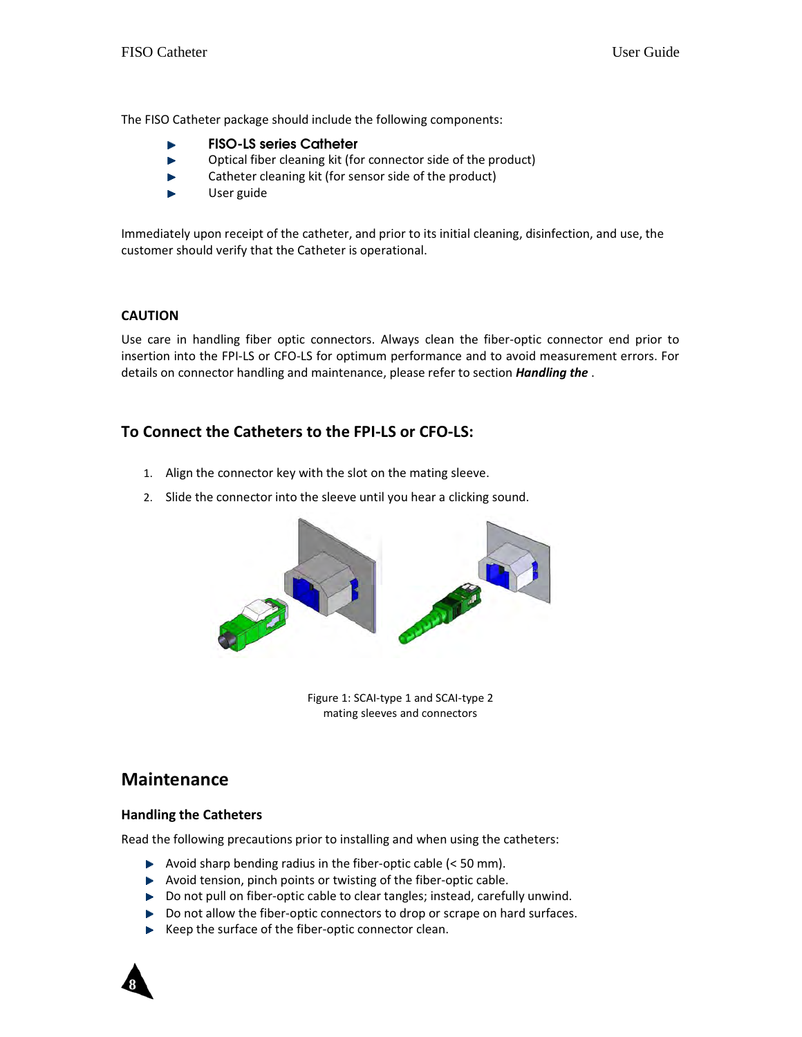The FISO Catheter package should include the following components:

- **FISO-LS series Catheter**
- Optical fiber cleaning kit (for connector side of the product)
- Catheter cleaning kit (for sensor side of the product)
- User guide

Immediately upon receipt of the catheter, and prior to its initial cleaning, disinfection, and use, the customer should verify that the Catheter is operational.

**CAUTION**

Use care in handling fiber optic connectors. Always clean the fiber-optic connector end prior to insertion into the FPI-LS or CFO-LS for optimum performance and to avoid measurement errors. For details on connector handling and maintenance, please refer to section ***Handling the*** .

### To Connect the Catheters to the FPI-LS or CFO-LS:

1. Align the connector key with the slot on the mating sleeve.
2. Slide the connector into the sleeve until you hear a clicking sound.

Figure 1: SCAI-type 1 and SCAI-type 2 mating sleeves and connectors

## Maintenance

### Handling the Catheters

Read the following precautions prior to installing and when using the catheters:

- Avoid sharp bending radius in the fiber-optic cable (< 50 mm).
- Avoid tension, pinch points or twisting of the fiber-optic cable.
- Do not pull on fiber-optic cable to clear tangles; instead, carefully unwind.
- Do not allow the fiber-optic connectors to drop or scrape on hard surfaces.
- Keep the surface of the fiber-optic connector clean.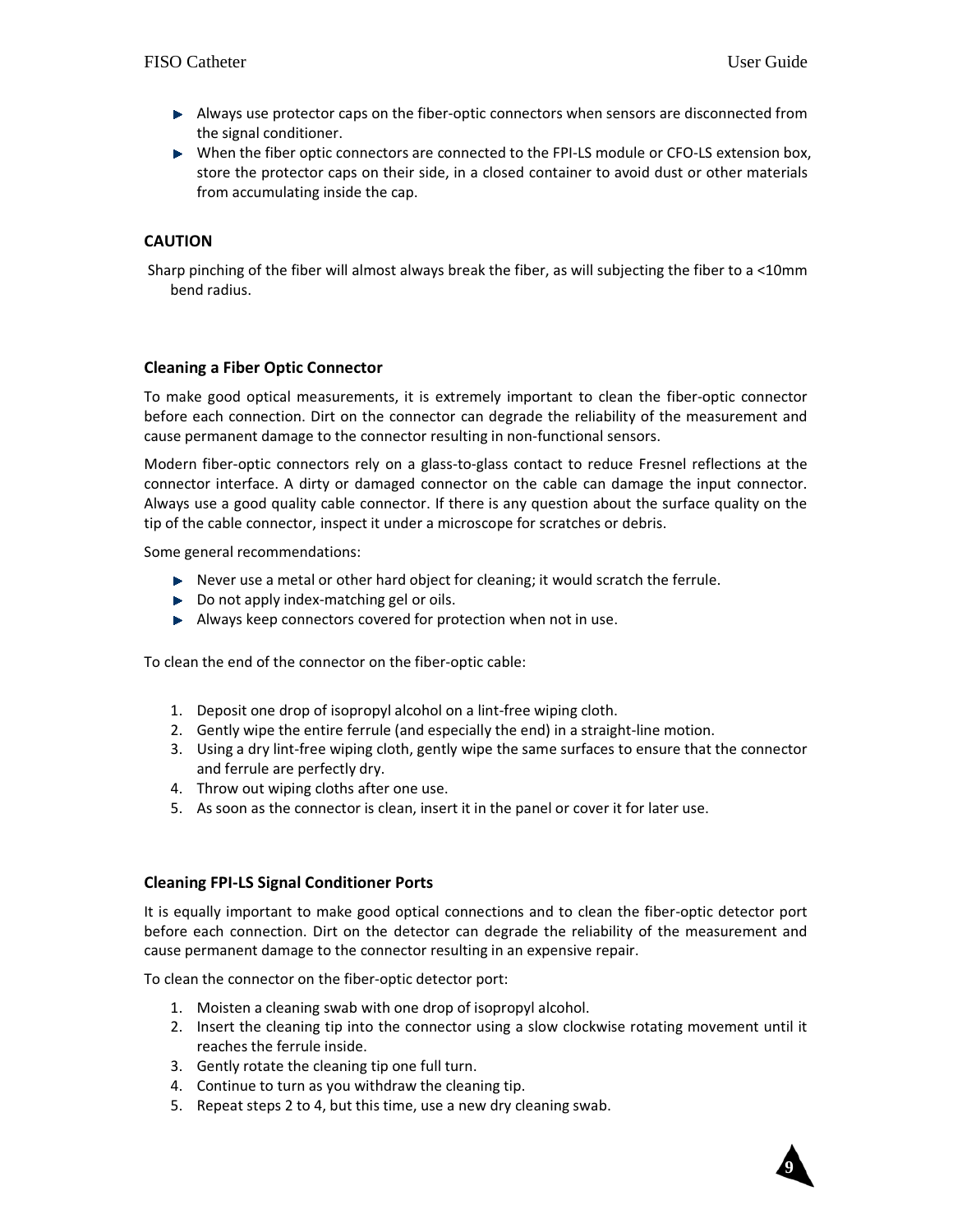- Always use protector caps on the fiber-optic connectors when sensors are disconnected from the signal conditioner.
- When the fiber optic connectors are connected to the FPI-LS module or CFO-LS extension box, store the protector caps on their side, in a closed container to avoid dust or other materials from accumulating inside the cap.

**CAUTION**

Sharp pinching of the fiber will almost always break the fiber, as will subjecting the fiber to a <10mm bend radius.

### Cleaning a Fiber Optic Connector

To make good optical measurements, it is extremely important to clean the fiber-optic connector before each connection. Dirt on the connector can degrade the reliability of the measurement and cause permanent damage to the connector resulting in non-functional sensors.

Modern fiber-optic connectors rely on a glass-to-glass contact to reduce Fresnel reflections at the connector interface. A dirty or damaged connector on the cable can damage the input connector. Always use a good quality cable connector. If there is any question about the surface quality on the tip of the cable connector, inspect it under a microscope for scratches or debris.

Some general recommendations:

- Never use a metal or other hard object for cleaning; it would scratch the ferrule.
- Do not apply index-matching gel or oils.
- Always keep connectors covered for protection when not in use.

To clean the end of the connector on the fiber-optic cable:

1. Deposit one drop of isopropyl alcohol on a lint-free wiping cloth.
2. Gently wipe the entire ferrule (and especially the end) in a straight-line motion.
3. Using a dry lint-free wiping cloth, gently wipe the same surfaces to ensure that the connector and ferrule are perfectly dry.
4. Throw out wiping cloths after one use.
5. As soon as the connector is clean, insert it in the panel or cover it for later use.

### Cleaning FPI-LS Signal Conditioner Ports

It is equally important to make good optical connections and to clean the fiber-optic detector port before each connection. Dirt on the detector can degrade the reliability of the measurement and cause permanent damage to the connector resulting in an expensive repair.

To clean the connector on the fiber-optic detector port:

1. Moisten a cleaning swab with one drop of isopropyl alcohol.
2. Insert the cleaning tip into the connector using a slow clockwise rotating movement until it reaches the ferrule inside.
3. Gently rotate the cleaning tip one full turn.
4. Continue to turn as you withdraw the cleaning tip.
5. Repeat steps 2 to 4, but this time, use a new dry cleaning swab.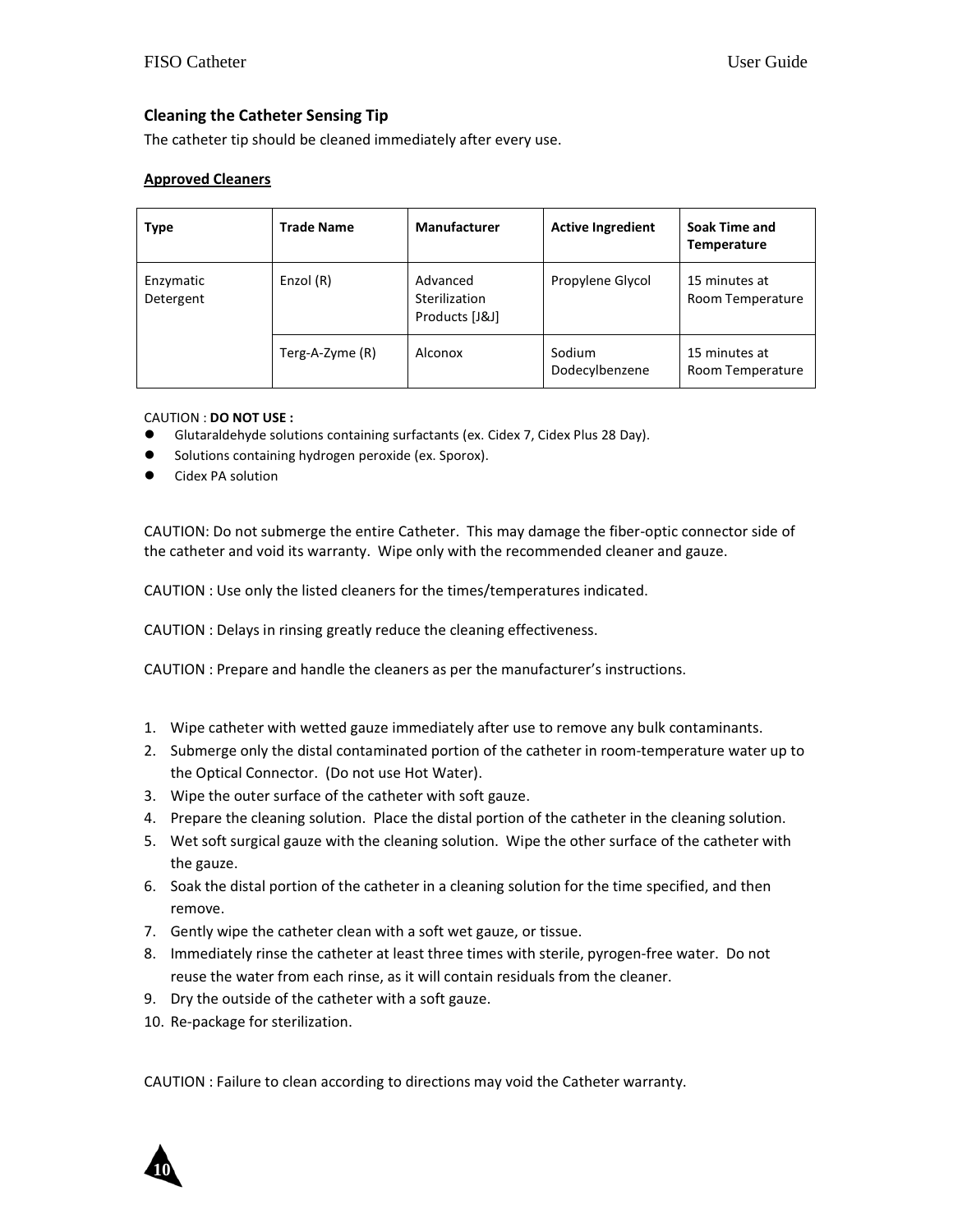### Cleaning the Catheter Sensing Tip

The catheter tip should be cleaned immediately after every use.

**Approved Cleaners**

| Type | Trade Name | Manufacturer | Active Ingredient | Soak Time and Temperature |
|---|---|---|---|---|
| Enzymatic Detergent | Enzol (R) | Advanced Sterilization Products [J&J] | Propylene Glycol | 15 minutes at Room Temperature |
| | Terg-A-Zyme (R) | Alconox | Sodium Dodecylbenzene | 15 minutes at Room Temperature |

CAUTION : **DO NOT USE :**

- Glutaraldehyde solutions containing surfactants (ex. Cidex 7, Cidex Plus 28 Day).
- Solutions containing hydrogen peroxide (ex. Sporox).
- Cidex PA solution

CAUTION: Do not submerge the entire Catheter. This may damage the fiber-optic connector side of the catheter and void its warranty. Wipe only with the recommended cleaner and gauze.

CAUTION : Use only the listed cleaners for the times/temperatures indicated.

CAUTION : Delays in rinsing greatly reduce the cleaning effectiveness.

CAUTION : Prepare and handle the cleaners as per the manufacturer's instructions.

1. Wipe catheter with wetted gauze immediately after use to remove any bulk contaminants.
2. Submerge only the distal contaminated portion of the catheter in room-temperature water up to the Optical Connector. (Do not use Hot Water).
3. Wipe the outer surface of the catheter with soft gauze.
4. Prepare the cleaning solution. Place the distal portion of the catheter in the cleaning solution.
5. Wet soft surgical gauze with the cleaning solution. Wipe the other surface of the catheter with the gauze.
6. Soak the distal portion of the catheter in a cleaning solution for the time specified, and then remove.
7. Gently wipe the catheter clean with a soft wet gauze, or tissue.
8. Immediately rinse the catheter at least three times with sterile, pyrogen-free water. Do not reuse the water from each rinse, as it will contain residuals from the cleaner.
9. Dry the outside of the catheter with a soft gauze.
10. Re-package for sterilization.

CAUTION : Failure to clean according to directions may void the Catheter warranty.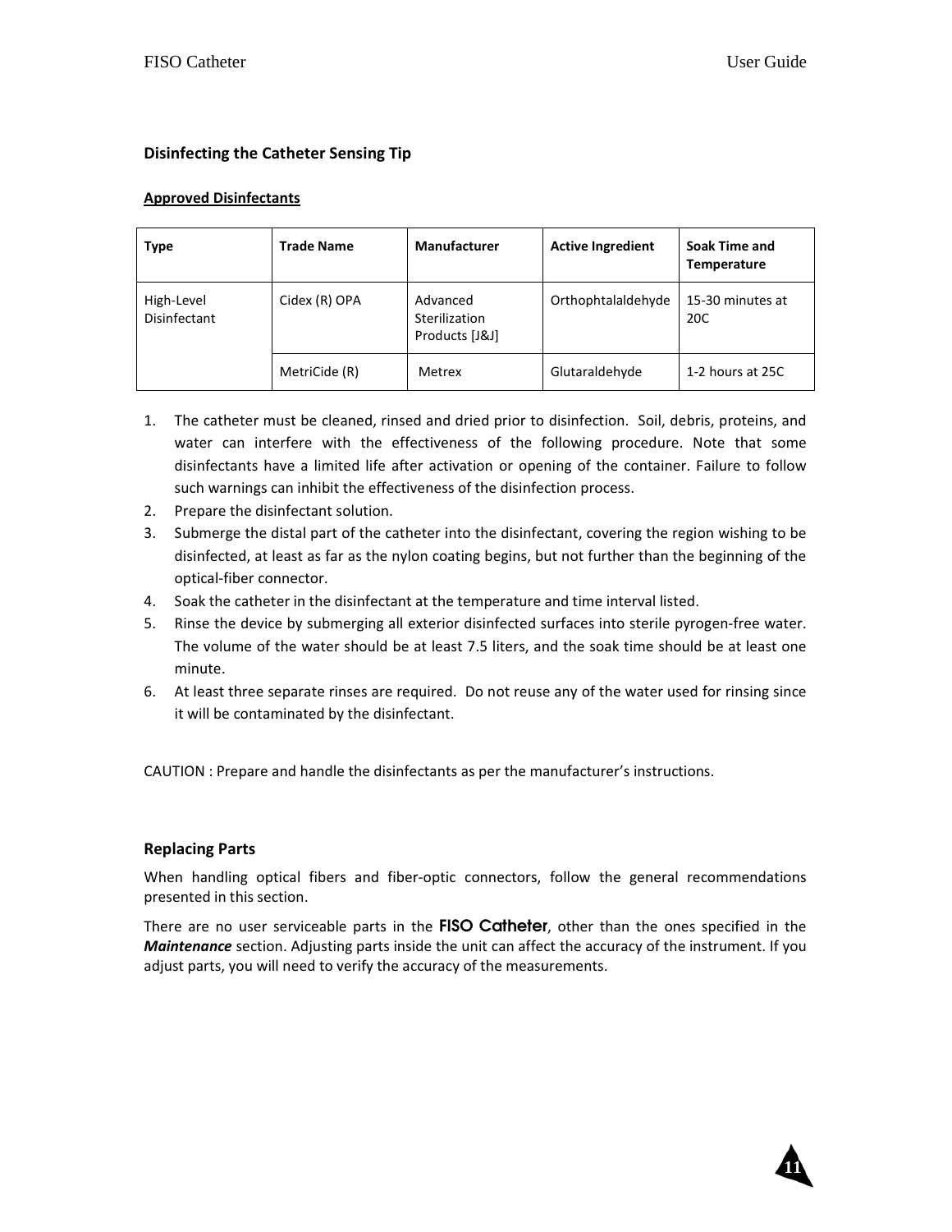## Disinfecting the Catheter Sensing Tip

### Approved Disinfectants

| Type | Trade Name | Manufacturer | Active Ingredient | Soak Time and Temperature |
|---|---|---|---|---|
| High-Level Disinfectant | Cidex (R) OPA | Advanced Sterilization Products [J&J] | Orthophtalaldehyde | 15-30 minutes at 20C |
| | MetriCide (R) | Metrex | Glutaraldehyde | 1-2 hours at 25C |

1. The catheter must be cleaned, rinsed and dried prior to disinfection. Soil, debris, proteins, and water can interfere with the effectiveness of the following procedure. Note that some disinfectants have a limited life after activation or opening of the container. Failure to follow such warnings can inhibit the effectiveness of the disinfection process.
2. Prepare the disinfectant solution.
3. Submerge the distal part of the catheter into the disinfectant, covering the region wishing to be disinfected, at least as far as the nylon coating begins, but not further than the beginning of the optical-fiber connector.
4. Soak the catheter in the disinfectant at the temperature and time interval listed.
5. Rinse the device by submerging all exterior disinfected surfaces into sterile pyrogen-free water. The volume of the water should be at least 7.5 liters, and the soak time should be at least one minute.
6. At least three separate rinses are required. Do not reuse any of the water used for rinsing since it will be contaminated by the disinfectant.

CAUTION : Prepare and handle the disinfectants as per the manufacturer's instructions.

## Replacing Parts

When handling optical fibers and fiber-optic connectors, follow the general recommendations presented in this section.

There are no user serviceable parts in the **FISO Catheter**, other than the ones specified in the ***Maintenance*** section. Adjusting parts inside the unit can affect the accuracy of the instrument. If you adjust parts, you will need to verify the accuracy of the measurements.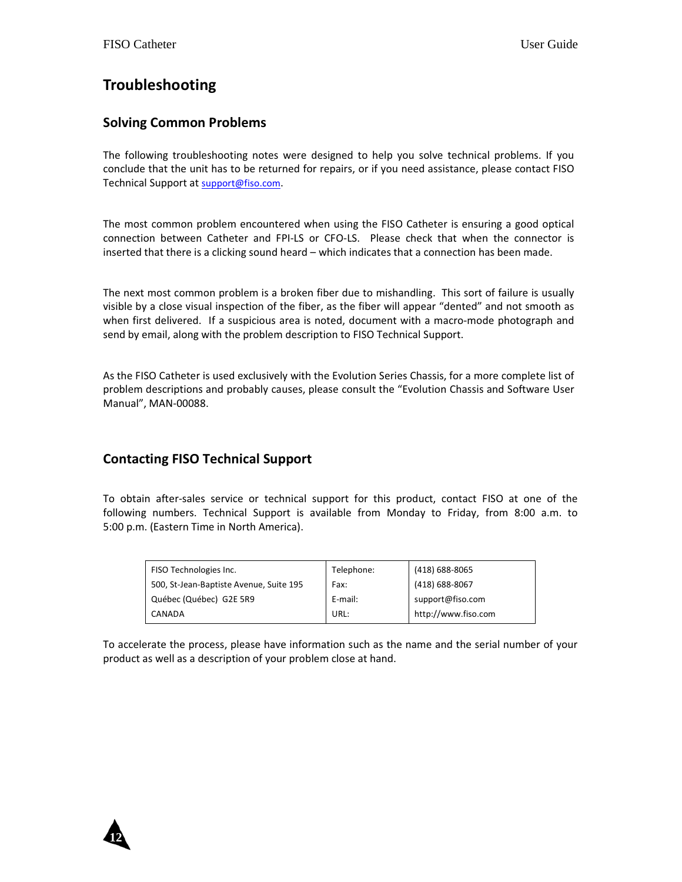# Troubleshooting

## Solving Common Problems

The following troubleshooting notes were designed to help you solve technical problems. If you conclude that the unit has to be returned for repairs, or if you need assistance, please contact FISO Technical Support at support@fiso.com.

The most common problem encountered when using the FISO Catheter is ensuring a good optical connection between Catheter and FPI-LS or CFO-LS. Please check that when the connector is inserted that there is a clicking sound heard – which indicates that a connection has been made.

The next most common problem is a broken fiber due to mishandling. This sort of failure is usually visible by a close visual inspection of the fiber, as the fiber will appear "dented" and not smooth as when first delivered. If a suspicious area is noted, document with a macro-mode photograph and send by email, along with the problem description to FISO Technical Support.

As the FISO Catheter is used exclusively with the Evolution Series Chassis, for a more complete list of problem descriptions and probably causes, please consult the "Evolution Chassis and Software User Manual", MAN-00088.

## Contacting FISO Technical Support

To obtain after-sales service or technical support for this product, contact FISO at one of the following numbers. Technical Support is available from Monday to Friday, from 8:00 a.m. to 5:00 p.m. (Eastern Time in North America).

| | | |
|---|---|---|
| FISO Technologies Inc. | Telephone: | (418) 688-8065 |
| 500, St-Jean-Baptiste Avenue, Suite 195 | Fax: | (418) 688-8067 |
| Québec (Québec) G2E 5R9 | E-mail: | support@fiso.com |
| CANADA | URL: | http://www.fiso.com |

To accelerate the process, please have information such as the name and the serial number of your product as well as a description of your problem close at hand.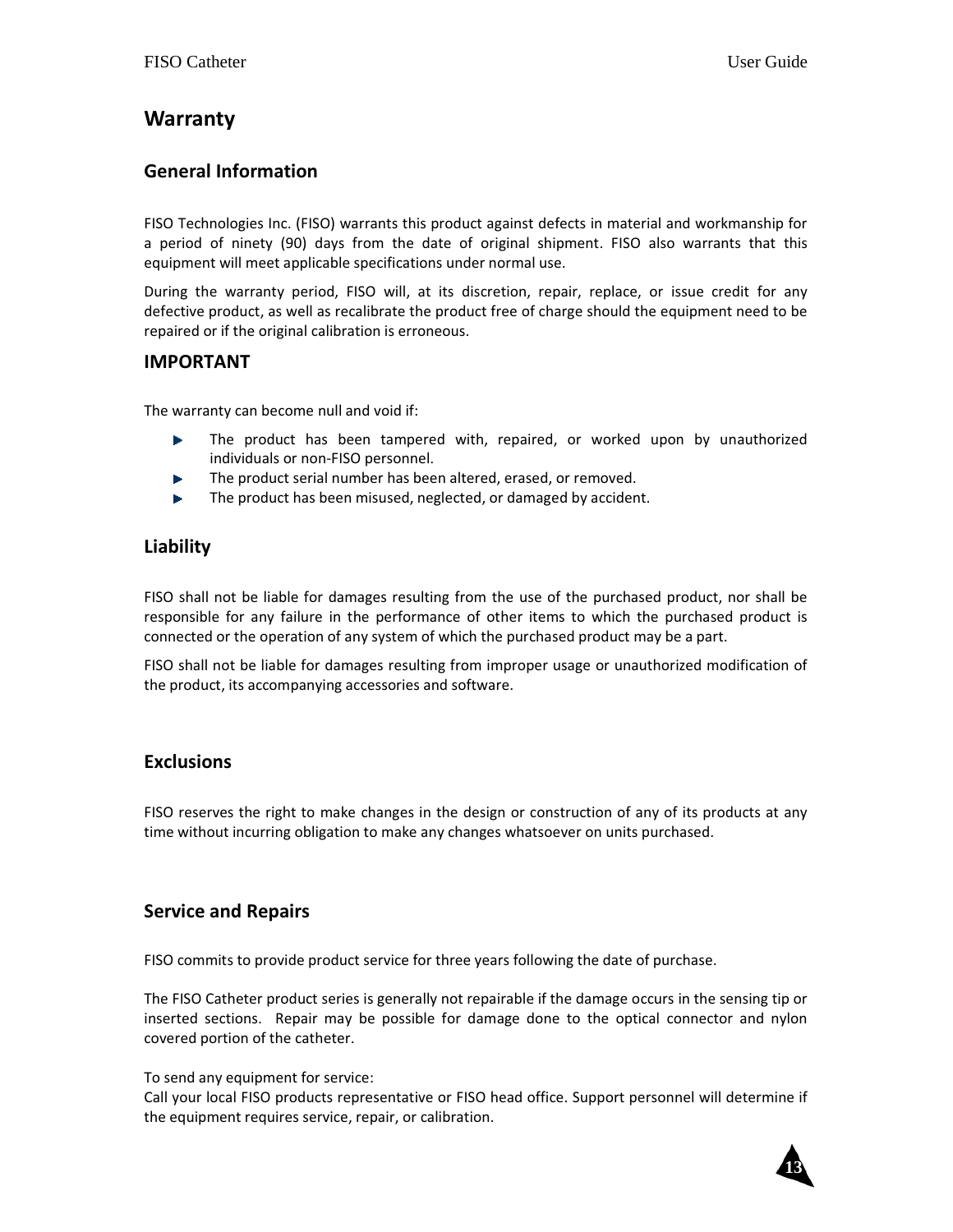# Warranty

## General Information

FISO Technologies Inc. (FISO) warrants this product against defects in material and workmanship for a period of ninety (90) days from the date of original shipment. FISO also warrants that this equipment will meet applicable specifications under normal use.

During the warranty period, FISO will, at its discretion, repair, replace, or issue credit for any defective product, as well as recalibrate the product free of charge should the equipment need to be repaired or if the original calibration is erroneous.

## IMPORTANT

The warranty can become null and void if:

- The product has been tampered with, repaired, or worked upon by unauthorized individuals or non-FISO personnel.
- The product serial number has been altered, erased, or removed.
- The product has been misused, neglected, or damaged by accident.

## Liability

FISO shall not be liable for damages resulting from the use of the purchased product, nor shall be responsible for any failure in the performance of other items to which the purchased product is connected or the operation of any system of which the purchased product may be a part.

FISO shall not be liable for damages resulting from improper usage or unauthorized modification of the product, its accompanying accessories and software.

## Exclusions

FISO reserves the right to make changes in the design or construction of any of its products at any time without incurring obligation to make any changes whatsoever on units purchased.

## Service and Repairs

FISO commits to provide product service for three years following the date of purchase.

The FISO Catheter product series is generally not repairable if the damage occurs in the sensing tip or inserted sections. Repair may be possible for damage done to the optical connector and nylon covered portion of the catheter.

To send any equipment for service:
Call your local FISO products representative or FISO head office. Support personnel will determine if the equipment requires service, repair, or calibration.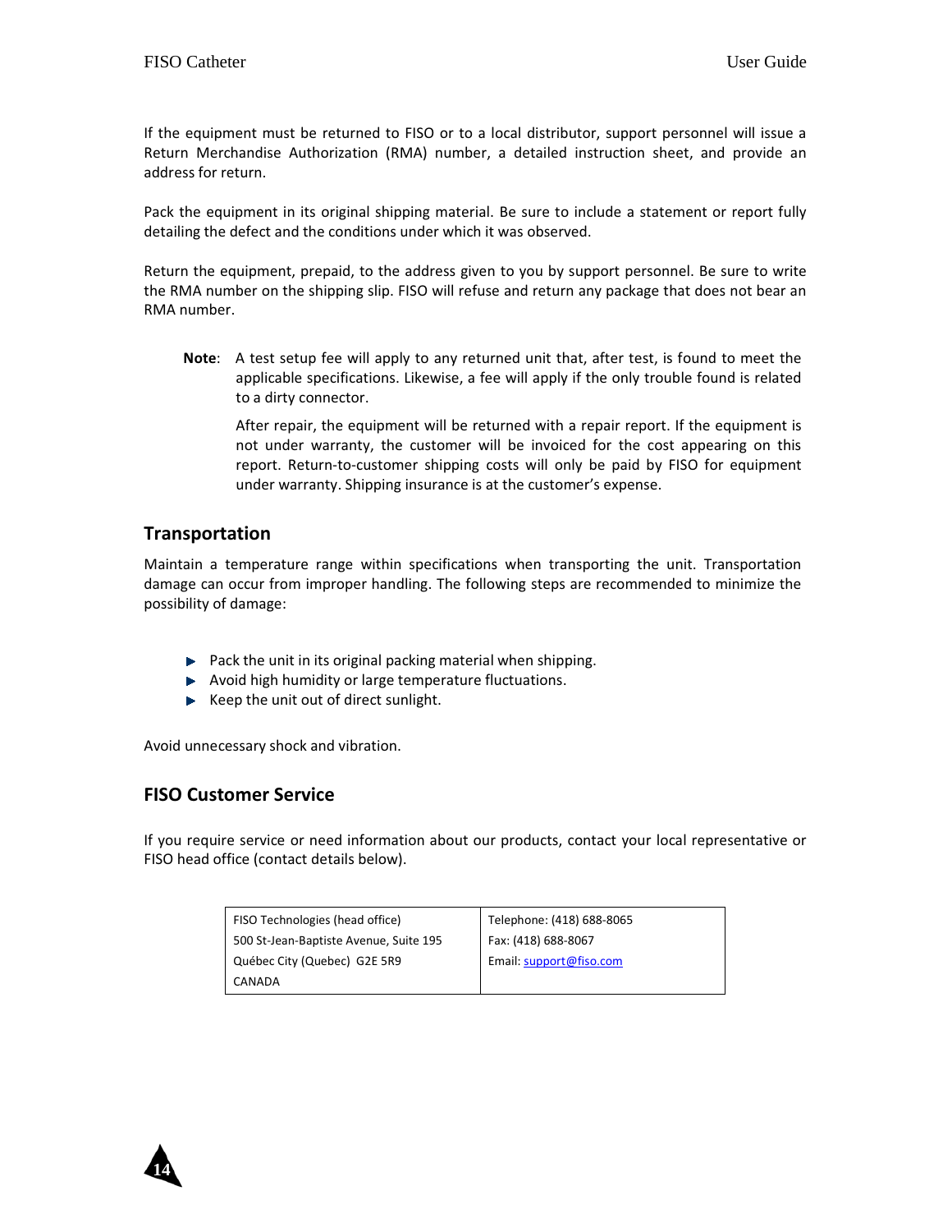If the equipment must be returned to FISO or to a local distributor, support personnel will issue a Return Merchandise Authorization (RMA) number, a detailed instruction sheet, and provide an address for return.

Pack the equipment in its original shipping material. Be sure to include a statement or report fully detailing the defect and the conditions under which it was observed.

Return the equipment, prepaid, to the address given to you by support personnel. Be sure to write the RMA number on the shipping slip. FISO will refuse and return any package that does not bear an RMA number.

> **Note**: A test setup fee will apply to any returned unit that, after test, is found to meet the applicable specifications. Likewise, a fee will apply if the only trouble found is related to a dirty connector.
>
> After repair, the equipment will be returned with a repair report. If the equipment is not under warranty, the customer will be invoiced for the cost appearing on this report. Return-to-customer shipping costs will only be paid by FISO for equipment under warranty. Shipping insurance is at the customer's expense.

## Transportation

Maintain a temperature range within specifications when transporting the unit. Transportation damage can occur from improper handling. The following steps are recommended to minimize the possibility of damage:

- Pack the unit in its original packing material when shipping.
- Avoid high humidity or large temperature fluctuations.
- Keep the unit out of direct sunlight.

Avoid unnecessary shock and vibration.

## FISO Customer Service

If you require service or need information about our products, contact your local representative or FISO head office (contact details below).

| | |
|---|---|
| FISO Technologies (head office)<br>500 St-Jean-Baptiste Avenue, Suite 195<br>Québec City (Quebec) G2E 5R9<br>CANADA | Telephone: (418) 688-8065<br>Fax: (418) 688-8067<br>Email: support@fiso.com |